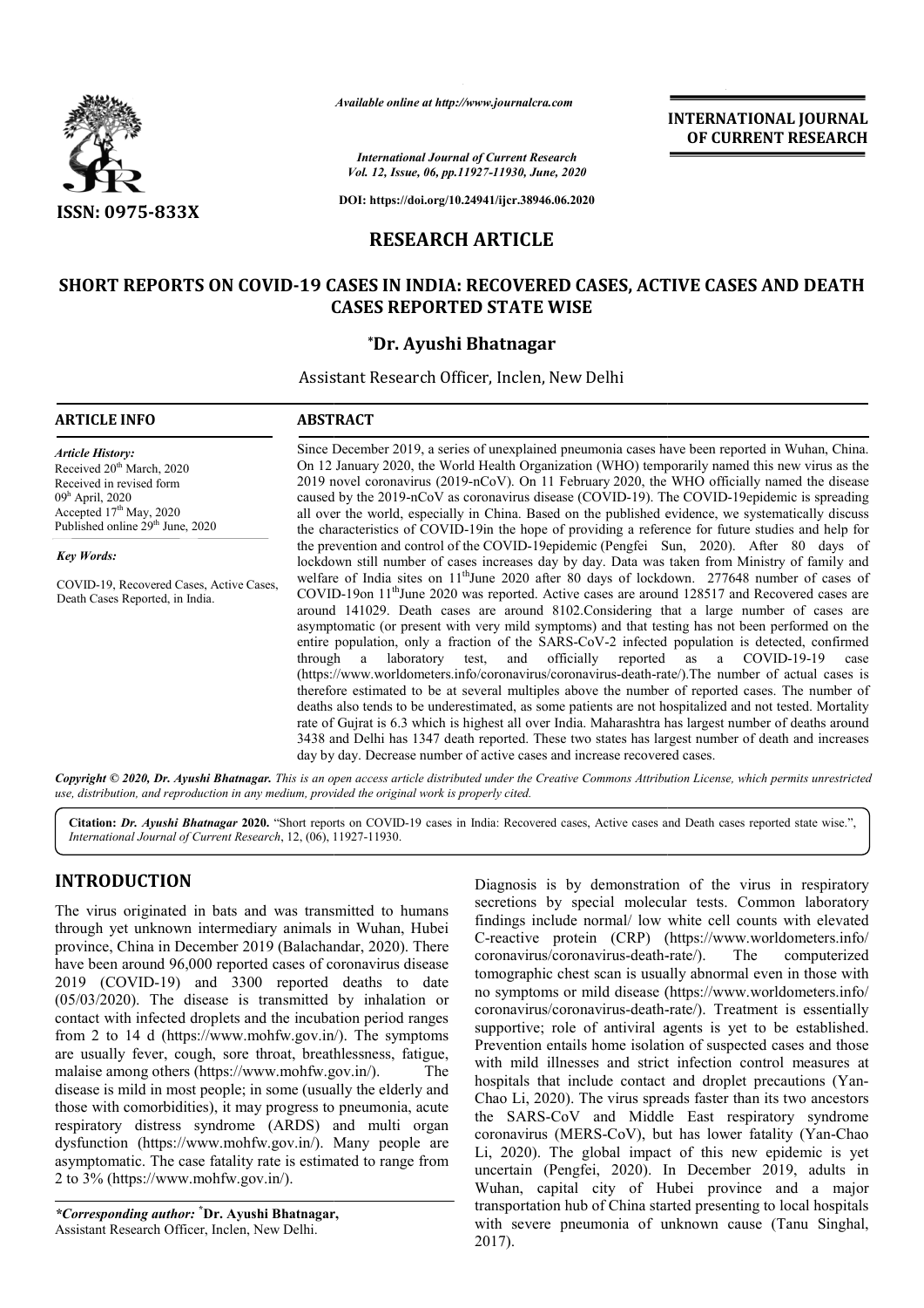*Available online at http://www.journalcra.com*

*International Journal of Current Research*
*Vol. 12, Issue, 06, pp.11927-11930, June, 2020*

**DOI: https://doi.org/10.24941/ijcr.38946.06.2020**

**INTERNATIONAL JOURNAL OF CURRENT RESEARCH**

**ISSN: 0975-833X**

# RESEARCH ARTICLE

# SHORT REPORTS ON COVID-19 CASES IN INDIA: RECOVERED CASES, ACTIVE CASES AND DEATH CASES REPORTED STATE WISE

**\*Dr. Ayushi Bhatnagar**

Assistant Research Officer, Inclen, New Delhi

## ARTICLE INFO

*Article History:*
Received 20th March, 2020
Received in revised form
09th April, 2020
Accepted 17th May, 2020
Published online 29th June, 2020

*Key Words:*

COVID-19, Recovered Cases, Active Cases, Death Cases Reported, in India.

## ABSTRACT

Since December 2019, a series of unexplained pneumonia cases have been reported in Wuhan, China. On 12 January 2020, the World Health Organization (WHO) temporarily named this new virus as the 2019 novel coronavirus (2019-nCoV). On 11 February 2020, the WHO officially named the disease caused by the 2019-nCoV as coronavirus disease (COVID-19). The COVID-19epidemic is spreading all over the world, especially in China. Based on the published evidence, we systematically discuss the characteristics of COVID-19in the hope of providing a reference for future studies and help for the prevention and control of the COVID-19epidemic (Pengfei Sun, 2020). After 80 days of lockdown still number of cases increases day by day. Data was taken from Ministry of family and welfare of India sites on 11thJune 2020 after 80 days of lockdown. 277648 number of cases of COVID-19on 11thJune 2020 was reported. Active cases are around 128517 and Recovered cases are around 141029. Death cases are around 8102.Considering that a large number of cases are asymptomatic (or present with very mild symptoms) and that testing has not been performed on the entire population, only a fraction of the SARS-CoV-2 infected population is detected, confirmed through a laboratory test, and officially reported as a COVID-19-19 case (https://www.worldometers.info/coronavirus/coronavirus-death-rate/).The number of actual cases is therefore estimated to be at several multiples above the number of reported cases. The number of deaths also tends to be underestimated, as some patients are not hospitalized and not tested. Mortality rate of Gujrat is 6.3 which is highest all over India. Maharashtra has largest number of deaths around 3438 and Delhi has 1347 death reported. These two states has largest number of death and increases day by day. Decrease number of active cases and increase recovered cases.

*Copyright © 2020, Dr. Ayushi Bhatnagar. This is an open access article distributed under the Creative Commons Attribution License, which permits unrestricted use, distribution, and reproduction in any medium, provided the original work is properly cited.*

**Citation:** *Dr. Ayushi Bhatnagar* **2020.** "Short reports on COVID-19 cases in India: Recovered cases, Active cases and Death cases reported state wise.", *International Journal of Current Research*, 12, (06), 11927-11930.

## INTRODUCTION

The virus originated in bats and was transmitted to humans through yet unknown intermediary animals in Wuhan, Hubei province, China in December 2019 (Balachandar, 2020). There have been around 96,000 reported cases of coronavirus disease 2019 (COVID-19) and 3300 reported deaths to date (05/03/2020). The disease is transmitted by inhalation or contact with infected droplets and the incubation period ranges from 2 to 14 d (https://www.mohfw.gov.in/). The symptoms are usually fever, cough, sore throat, breathlessness, fatigue, malaise among others (https://www.mohfw.gov.in/). The disease is mild in most people; in some (usually the elderly and those with comorbidities), it may progress to pneumonia, acute respiratory distress syndrome (ARDS) and multi organ dysfunction (https://www.mohfw.gov.in/). Many people are asymptomatic. The case fatality rate is estimated to range from 2 to 3% (https://www.mohfw.gov.in/).

Diagnosis is by demonstration of the virus in respiratory secretions by special molecular tests. Common laboratory findings include normal/ low white cell counts with elevated C-reactive protein (CRP) (https://www.worldometers.info/coronavirus/coronavirus-death-rate/). The computerized tomographic chest scan is usually abnormal even in those with no symptoms or mild disease (https://www.worldometers.info/coronavirus/coronavirus-death-rate/). Treatment is essentially supportive; role of antiviral agents is yet to be established. Prevention entails home isolation of suspected cases and those with mild illnesses and strict infection control measures at hospitals that include contact and droplet precautions (Yan-Chao Li, 2020). The virus spreads faster than its two ancestors the SARS-CoV and Middle East respiratory syndrome coronavirus (MERS-CoV), but has lower fatality (Yan-Chao Li, 2020). The global impact of this new epidemic is yet uncertain (Pengfei, 2020). In December 2019, adults in Wuhan, capital city of Hubei province and a major transportation hub of China started presenting to local hospitals with severe pneumonia of unknown cause (Tanu Singhal, 2017).

*\*Corresponding author:* **\*Dr. Ayushi Bhatnagar,**
Assistant Research Officer, Inclen, New Delhi.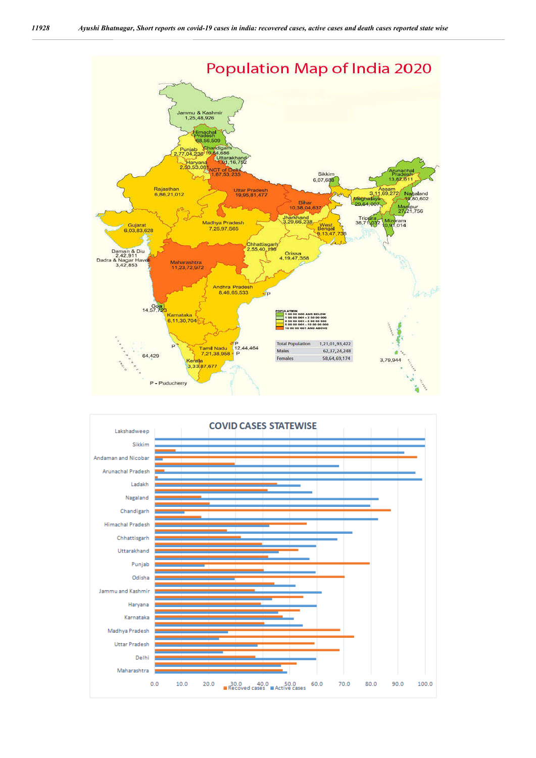# Population Map of India 2020

- Jammu & Kashmir 1,25,48,926
- Himachal Pradesh 68,56,509
- Punjab 2,77,04,236
- Chandigarh 10,54,686
- Uttarakhand 1,01,16,752
- Haryana 2,53,53,081
- NCT of Delhi 1,67,53,235
- Rajasthan 6,86,21,012
- Uttar Pradesh 19,95,81,477
- Sikkim 6,07,688
- Arunachal Pradesh 13,82,611
- Assam 3,11,69,272
- Nagaland 19,80,602
- Meghalaya 29,64,007
- Manipur 27,21,756
- Bihar 10,38,04,637
- Jharkhand 3,29,66,238
- West Bengal 9,13,47,736
- Tripura 36,71,032
- Mizoram 10,91,014
- Gujarat 6,03,83,628
- Madhya Pradesh 7,25,97,565
- Chhattisgarh 2,55,40,196
- Orissa 4,19,47,358
- Daman & Diu 2,42,911
- Dadra & Nagar Haveli 3,42,853
- Maharashtra 11,23,72,972
- Andhra Pradesh 8,46,65,533
- Goa 14,57,723
- Karnataka 6,11,30,704
- Tamil Nadu 7,21,38,958
- Kerala 3,33,87,677
- P 12,44,464
- 64,429
- 3,79,944

P - Puducherry

POPULATION
- 1 00 00 000 AND BELOW
- 1 00 00 001 - 2 50 00 000
- 2 50 00 001 - 5 00 00 000
- 5 00 00 001 - 10 00 00 000
- 10 00 00 001 AND ABOVE

| Total Population | 1,21,01,93,422 |
|---|---|
| Males | 62,37,24,248 |
| Females | 58,64,69,174 |

## COVID CASES STATEWISE

States: Lakshadweep, Sikkim, Andaman and Nicobar, Arunachal Pradesh, Ladakh, Nagaland, Chandigarh, Himachal Pradesh, Chhattisgarh, Uttarakhand, Punjab, Odisha, Jammu and Kashmir, Haryana, Karnataka, Madhya Pradesh, Uttar Pradesh, Delhi, Maharashtra

Axis: 0.0 10.0 20.0 30.0 40.0 50.0 60.0 70.0 80.0 90.0 100.0

■ Recoved cases ■ Active cases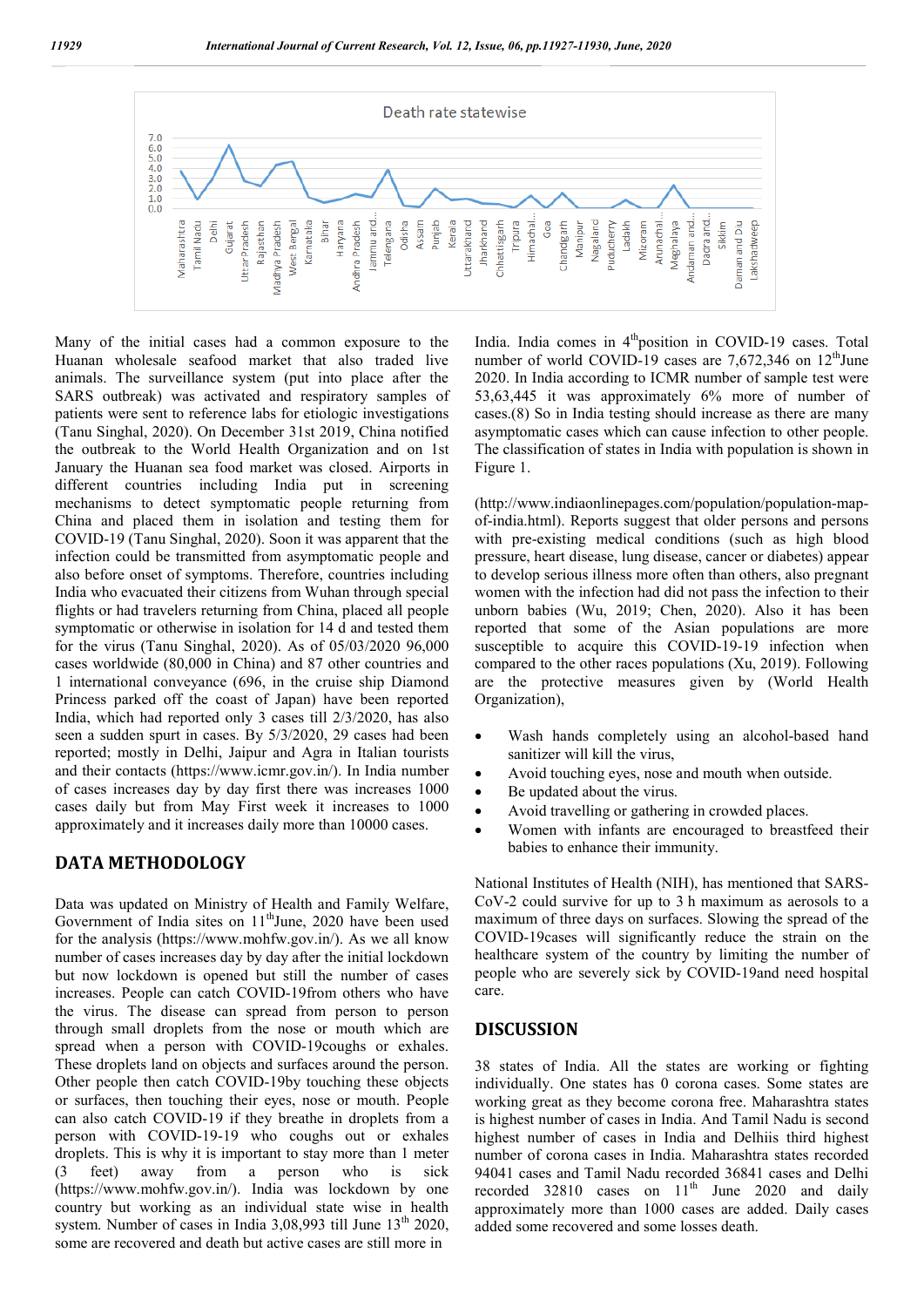Many of the initial cases had a common exposure to the Huanan wholesale seafood market that also traded live animals. The surveillance system (put into place after the SARS outbreak) was activated and respiratory samples of patients were sent to reference labs for etiologic investigations (Tanu Singhal, 2020). On December 31st 2019, China notified the outbreak to the World Health Organization and on 1st January the Huanan sea food market was closed. Airports in different countries including India put in screening mechanisms to detect symptomatic people returning from China and placed them in isolation and testing them for COVID-19 (Tanu Singhal, 2020). Soon it was apparent that the infection could be transmitted from asymptomatic people and also before onset of symptoms. Therefore, countries including India who evacuated their citizens from Wuhan through special flights or had travelers returning from China, placed all people symptomatic or otherwise in isolation for 14 d and tested them for the virus (Tanu Singhal, 2020). As of 05/03/2020 96,000 cases worldwide (80,000 in China) and 87 other countries and 1 international conveyance (696, in the cruise ship Diamond Princess parked off the coast of Japan) have been reported India, which had reported only 3 cases till 2/3/2020, has also seen a sudden spurt in cases. By 5/3/2020, 29 cases had been reported; mostly in Delhi, Jaipur and Agra in Italian tourists and their contacts (https://www.icmr.gov.in/). In India number of cases increases day by day first there was increases 1000 cases daily but from May First week it increases to 1000 approximately and it increases daily more than 10000 cases.

## DATA METHODOLOGY

Data was updated on Ministry of Health and Family Welfare, Government of India sites on 11thJune, 2020 have been used for the analysis (https://www.mohfw.gov.in/). As we all know number of cases increases day by day after the initial lockdown but now lockdown is opened but still the number of cases increases. People can catch COVID-19from others who have the virus. The disease can spread from person to person through small droplets from the nose or mouth which are spread when a person with COVID-19coughs or exhales. These droplets land on objects and surfaces around the person. Other people then catch COVID-19by touching these objects or surfaces, then touching their eyes, nose or mouth. People can also catch COVID-19 if they breathe in droplets from a person with COVID-19-19 who coughs out or exhales droplets. This is why it is important to stay more than 1 meter (3 feet) away from a person who is sick (https://www.mohfw.gov.in/). India was lockdown by one country but working as an individual state wise in health system. Number of cases in India 3,08,993 till June 13th 2020, some are recovered and death but active cases are still more in India. India comes in 4thposition in COVID-19 cases. Total number of world COVID-19 cases are 7,672,346 on 12thJune 2020. In India according to ICMR number of sample test were 53,63,445 it was approximately 6% more of number of cases.(8) So in India testing should increase as there are many asymptomatic cases which can cause infection to other people. The classification of states in India with population is shown in Figure 1.

(http://www.indiaonlinepages.com/population/population-map-of-india.html). Reports suggest that older persons and persons with pre-existing medical conditions (such as high blood pressure, heart disease, lung disease, cancer or diabetes) appear to develop serious illness more often than others, also pregnant women with the infection had did not pass the infection to their unborn babies (Wu, 2019; Chen, 2020). Also it has been reported that some of the Asian populations are more susceptible to acquire this COVID-19-19 infection when compared to the other races populations (Xu, 2019). Following are the protective measures given by (World Health Organization),

- Wash hands completely using an alcohol-based hand sanitizer will kill the virus,
- Avoid touching eyes, nose and mouth when outside.
- Be updated about the virus.
- Avoid travelling or gathering in crowded places.
- Women with infants are encouraged to breastfeed their babies to enhance their immunity.

National Institutes of Health (NIH), has mentioned that SARS-CoV-2 could survive for up to 3 h maximum as aerosols to a maximum of three days on surfaces. Slowing the spread of the COVID-19cases will significantly reduce the strain on the healthcare system of the country by limiting the number of people who are severely sick by COVID-19and need hospital care.

## DISCUSSION

38 states of India. All the states are working or fighting individually. One states has 0 corona cases. Some states are working great as they become corona free. Maharashtra states is highest number of cases in India. And Tamil Nadu is second highest number of cases in India and Delhiis third highest number of corona cases in India. Maharashtra states recorded 94041 cases and Tamil Nadu recorded 36841 cases and Delhi recorded 32810 cases on 11th June 2020 and daily approximately more than 1000 cases are added. Daily cases added some recovered and some losses death.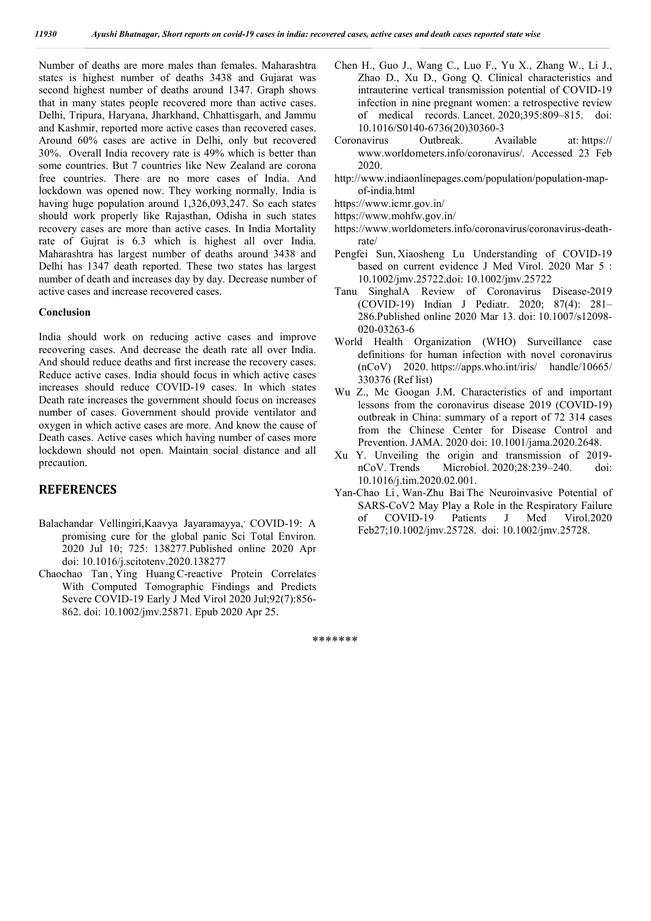Number of deaths are more males than females. Maharashtra states is highest number of deaths 3438 and Gujarat was second highest number of deaths around 1347. Graph shows that in many states people recovered more than active cases. Delhi, Tripura, Haryana, Jharkhand, Chhattisgarh, and Jammu and Kashmir, reported more active cases than recovered cases. Around 60% cases are active in Delhi, only but recovered 30%. Overall India recovery rate is 49% which is better than some countries. But 7 countries like New Zealand are corona free countries. There are no more cases of India. And lockdown was opened now. They working normally. India is having huge population around 1,326,093,247. So each states should work properly like Rajasthan, Odisha in such states recovery cases are more than active cases. In India Mortality rate of Gujrat is 6.3 which is highest all over India. Maharashtra has largest number of deaths around 3438 and Delhi has 1347 death reported. These two states has largest number of death and increases day by day. Decrease number of active cases and increase recovered cases.

### Conclusion

India should work on reducing active cases and improve recovering cases. And decrease the death rate all over India. And should reduce deaths and first increase the recovery cases. Reduce active cases. India should focus in which active cases increases should reduce COVID-19 cases. In which states Death rate increases the government should focus on increases number of cases. Government should provide ventilator and oxygen in which active cases are more. And know the cause of Death cases. Active cases which having number of cases more lockdown should not open. Maintain social distance and all precaution.

## REFERENCES

Balachandar Vellingiri,Kaavya Jayaramayya,˒ COVID-19: A promising cure for the global panic Sci Total Environ. 2020 Jul 10; 725: 138277.Published online 2020 Apr doi: 10.1016/j.scitotenv.2020.138277

Chaochao Tan , Ying Huang C-reactive Protein Correlates With Computed Tomographic Findings and Predicts Severe COVID-19 Early J Med Virol 2020 Jul;92(7):856-862. doi: 10.1002/jmv.25871. Epub 2020 Apr 25.

Chen H., Guo J., Wang C., Luo F., Yu X., Zhang W., Li J., Zhao D., Xu D., Gong Q. Clinical characteristics and intrauterine vertical transmission potential of COVID-19 infection in nine pregnant women: a retrospective review of medical records. Lancet. 2020;395:809–815. doi: 10.1016/S0140-6736(20)30360-3

Coronavirus Outbreak. Available at: https:// www.worldometers.info/coronavirus/. Accessed 23 Feb 2020.

http://www.indiaonlinepages.com/population/population-map-of-india.html

https://www.icmr.gov.in/

https://www.mohfw.gov.in/

https://www.worldometers.info/coronavirus/coronavirus-death-rate/

Pengfei Sun, Xiaosheng Lu Understanding of COVID-19 based on current evidence J Med Virol. 2020 Mar 5 : 10.1002/jmv.25722.doi: 10.1002/jmv.25722

Tanu SinghalA Review of Coronavirus Disease-2019 (COVID-19) Indian J Pediatr. 2020; 87(4): 281–286.Published online 2020 Mar 13. doi: 10.1007/s12098-020-03263-6

World Health Organization (WHO) Surveillance case definitions for human infection with novel coronavirus (nCoV) 2020. https://apps.who.int/iris/ handle/10665/ 330376 (Ref list)

Wu Z., Mc Googan J.M. Characteristics of and important lessons from the coronavirus disease 2019 (COVID-19) outbreak in China: summary of a report of 72 314 cases from the Chinese Center for Disease Control and Prevention. JAMA. 2020 doi: 10.1001/jama.2020.2648.

Xu Y. Unveiling the origin and transmission of 2019-nCoV. Trends Microbiol. 2020;28:239–240. doi: 10.1016/j.tim.2020.02.001.

Yan-Chao Li , Wan-Zhu Bai The Neuroinvasive Potential of SARS-CoV2 May Play a Role in the Respiratory Failure of COVID-19 Patients J Med Virol.2020 Feb27;10.1002/jmv.25728. doi: 10.1002/jmv.25728.

*******